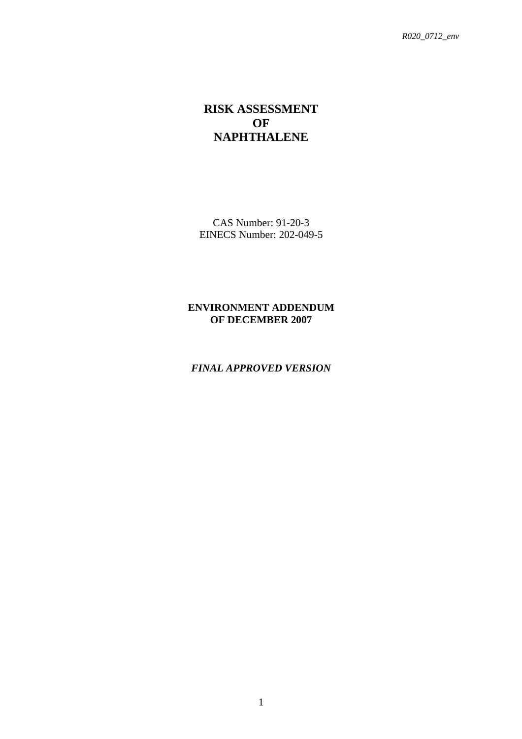R020_0712_env

# RISK ASSESSMENT
# OF
# NAPHTHALENE

CAS Number: 91-20-3
EINECS Number: 202-049-5

**ENVIRONMENT ADDENDUM**
**OF DECEMBER 2007**

***FINAL APPROVED VERSION***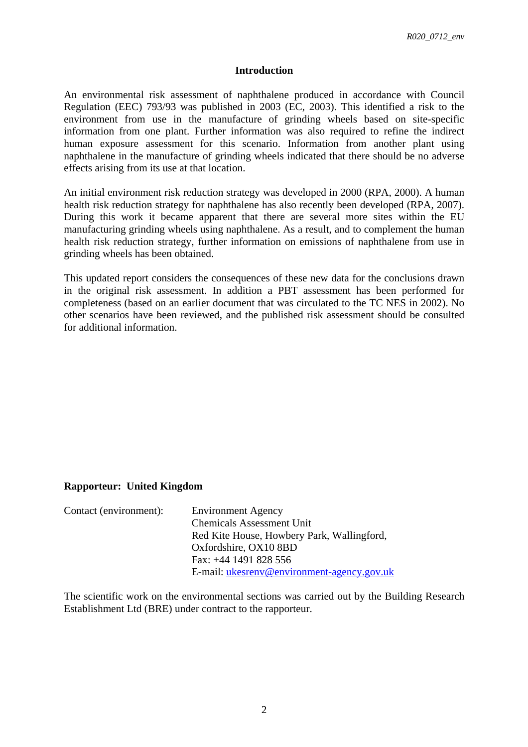# Introduction

An environmental risk assessment of naphthalene produced in accordance with Council Regulation (EEC) 793/93 was published in 2003 (EC, 2003). This identified a risk to the environment from use in the manufacture of grinding wheels based on site-specific information from one plant. Further information was also required to refine the indirect human exposure assessment for this scenario. Information from another plant using naphthalene in the manufacture of grinding wheels indicated that there should be no adverse effects arising from its use at that location.

An initial environment risk reduction strategy was developed in 2000 (RPA, 2000). A human health risk reduction strategy for naphthalene has also recently been developed (RPA, 2007). During this work it became apparent that there are several more sites within the EU manufacturing grinding wheels using naphthalene. As a result, and to complement the human health risk reduction strategy, further information on emissions of naphthalene from use in grinding wheels has been obtained.

This updated report considers the consequences of these new data for the conclusions drawn in the original risk assessment. In addition a PBT assessment has been performed for completeness (based on an earlier document that was circulated to the TC NES in 2002). No other scenarios have been reviewed, and the published risk assessment should be consulted for additional information.

**Rapporteur: United Kingdom**

Contact (environment): Environment Agency
Chemicals Assessment Unit
Red Kite House, Howbery Park, Wallingford,
Oxfordshire, OX10 8BD
Fax: +44 1491 828 556
E-mail: ukesrenv@environment-agency.gov.uk

The scientific work on the environmental sections was carried out by the Building Research Establishment Ltd (BRE) under contract to the rapporteur.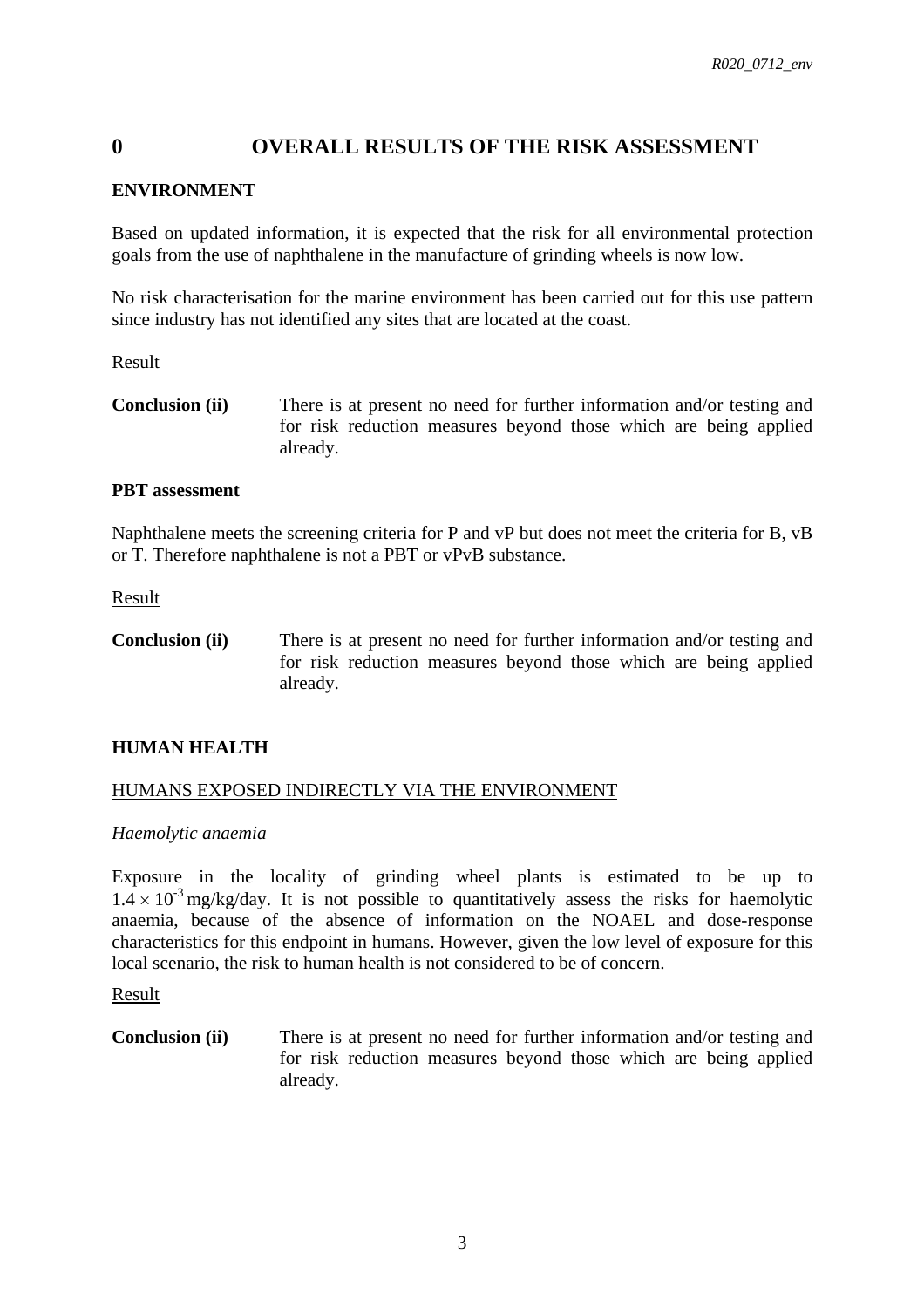# 0 OVERALL RESULTS OF THE RISK ASSESSMENT

## ENVIRONMENT

Based on updated information, it is expected that the risk for all environmental protection goals from the use of naphthalene in the manufacture of grinding wheels is now low.

No risk characterisation for the marine environment has been carried out for this use pattern since industry has not identified any sites that are located at the coast.

Result

**Conclusion (ii)** There is at present no need for further information and/or testing and for risk reduction measures beyond those which are being applied already.

### PBT assessment

Naphthalene meets the screening criteria for P and vP but does not meet the criteria for B, vB or T. Therefore naphthalene is not a PBT or vPvB substance.

Result

**Conclusion (ii)** There is at present no need for further information and/or testing and for risk reduction measures beyond those which are being applied already.

## HUMAN HEALTH

### HUMANS EXPOSED INDIRECTLY VIA THE ENVIRONMENT

*Haemolytic anaemia*

Exposure in the locality of grinding wheel plants is estimated to be up to $1.4 \times 10^{-3}$ mg/kg/day. It is not possible to quantitatively assess the risks for haemolytic anaemia, because of the absence of information on the NOAEL and dose-response characteristics for this endpoint in humans. However, given the low level of exposure for this local scenario, the risk to human health is not considered to be of concern.

Result

**Conclusion (ii)** There is at present no need for further information and/or testing and for risk reduction measures beyond those which are being applied already.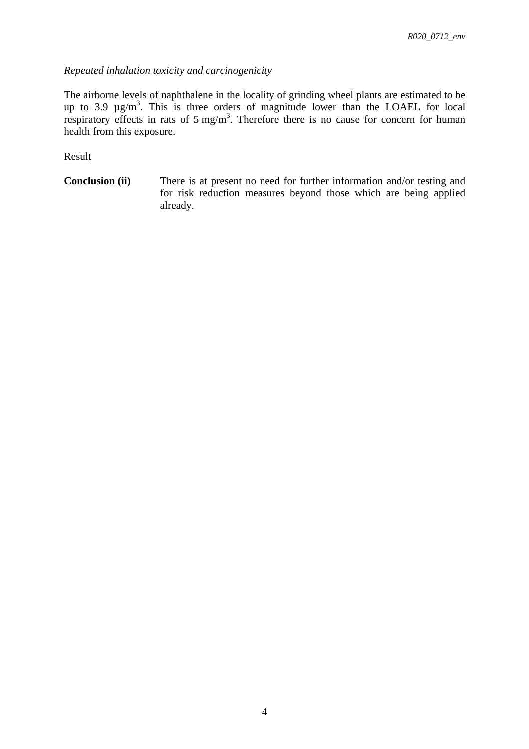*Repeated inhalation toxicity and carcinogenicity*

The airborne levels of naphthalene in the locality of grinding wheel plants are estimated to be up to 3.9 $\mu g/m^3$. This is three orders of magnitude lower than the LOAEL for local respiratory effects in rats of 5 $mg/m^3$. Therefore there is no cause for concern for human health from this exposure.

Result

**Conclusion (ii)** There is at present no need for further information and/or testing and for risk reduction measures beyond those which are being applied already.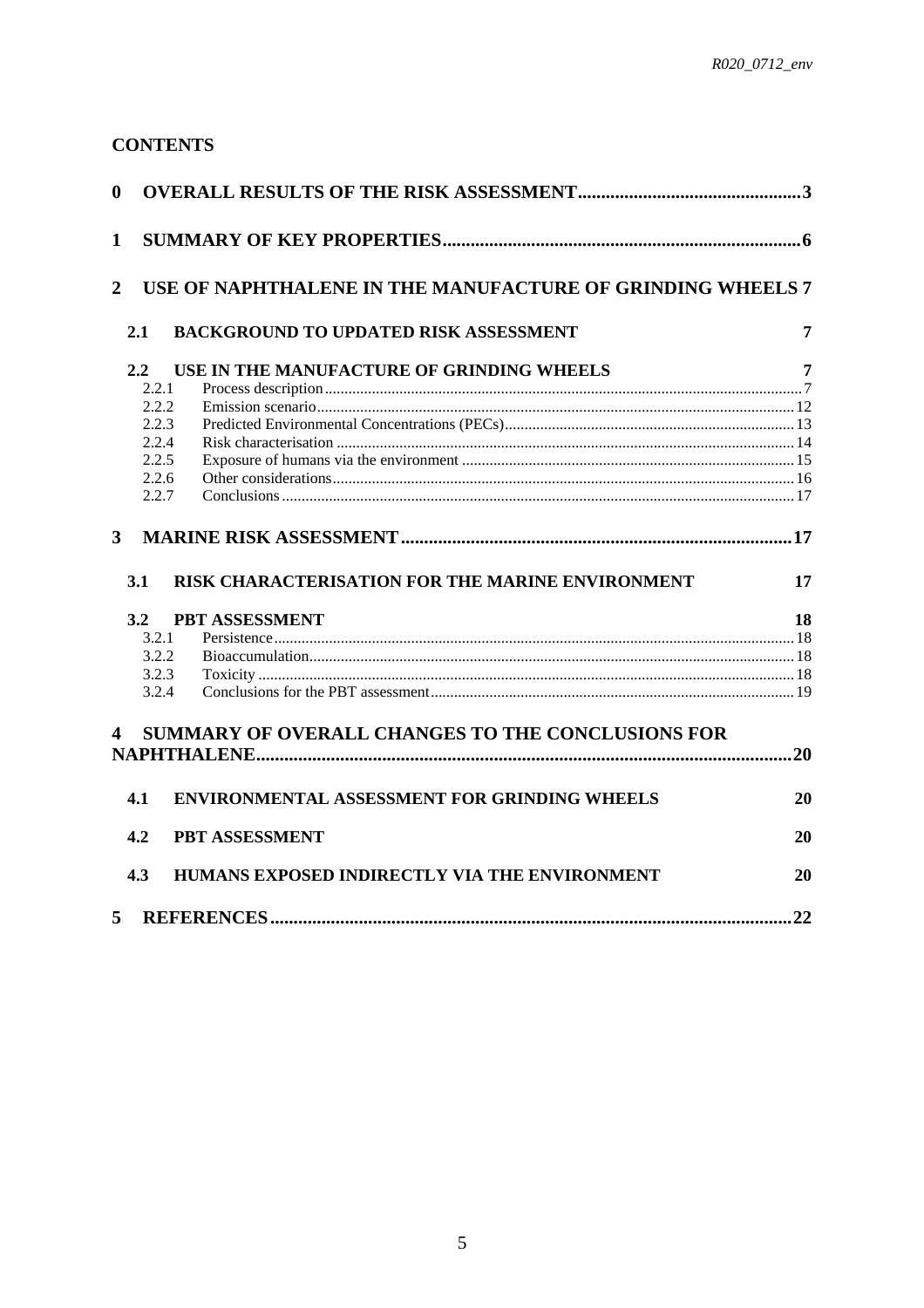## CONTENTS

**0 OVERALL RESULTS OF THE RISK ASSESSMENT................................................3**

**1 SUMMARY OF KEY PROPERTIES.............................................................................6**

**2 USE OF NAPHTHALENE IN THE MANUFACTURE OF GRINDING WHEELS 7**

- **2.1 BACKGROUND TO UPDATED RISK ASSESSMENT 7**
- **2.2 USE IN THE MANUFACTURE OF GRINDING WHEELS 7**
  - 2.2.1 Process description.........................................................................................................7
  - 2.2.2 Emission scenario..........................................................................................................12
  - 2.2.3 Predicted Environmental Concentrations (PECs)..........................................................13
  - 2.2.4 Risk characterisation .....................................................................................................14
  - 2.2.5 Exposure of humans via the environment .....................................................................15
  - 2.2.6 Other considerations......................................................................................................16
  - 2.2.7 Conclusions ...................................................................................................................17

**3 MARINE RISK ASSESSMENT....................................................................................17**

- **3.1 RISK CHARACTERISATION FOR THE MARINE ENVIRONMENT 17**
- **3.2 PBT ASSESSMENT 18**
  - 3.2.1 Persistence.....................................................................................................................18
  - 3.2.2 Bioaccumulation............................................................................................................18
  - 3.2.3 Toxicity .........................................................................................................................18
  - 3.2.4 Conclusions for the PBT assessment.............................................................................19

**4 SUMMARY OF OVERALL CHANGES TO THE CONCLUSIONS FOR NAPHTHALENE...................................................................................................................20**

- **4.1 ENVIRONMENTAL ASSESSMENT FOR GRINDING WHEELS 20**
- **4.2 PBT ASSESSMENT 20**
- **4.3 HUMANS EXPOSED INDIRECTLY VIA THE ENVIRONMENT 20**

**5 REFERENCES...............................................................................................................22**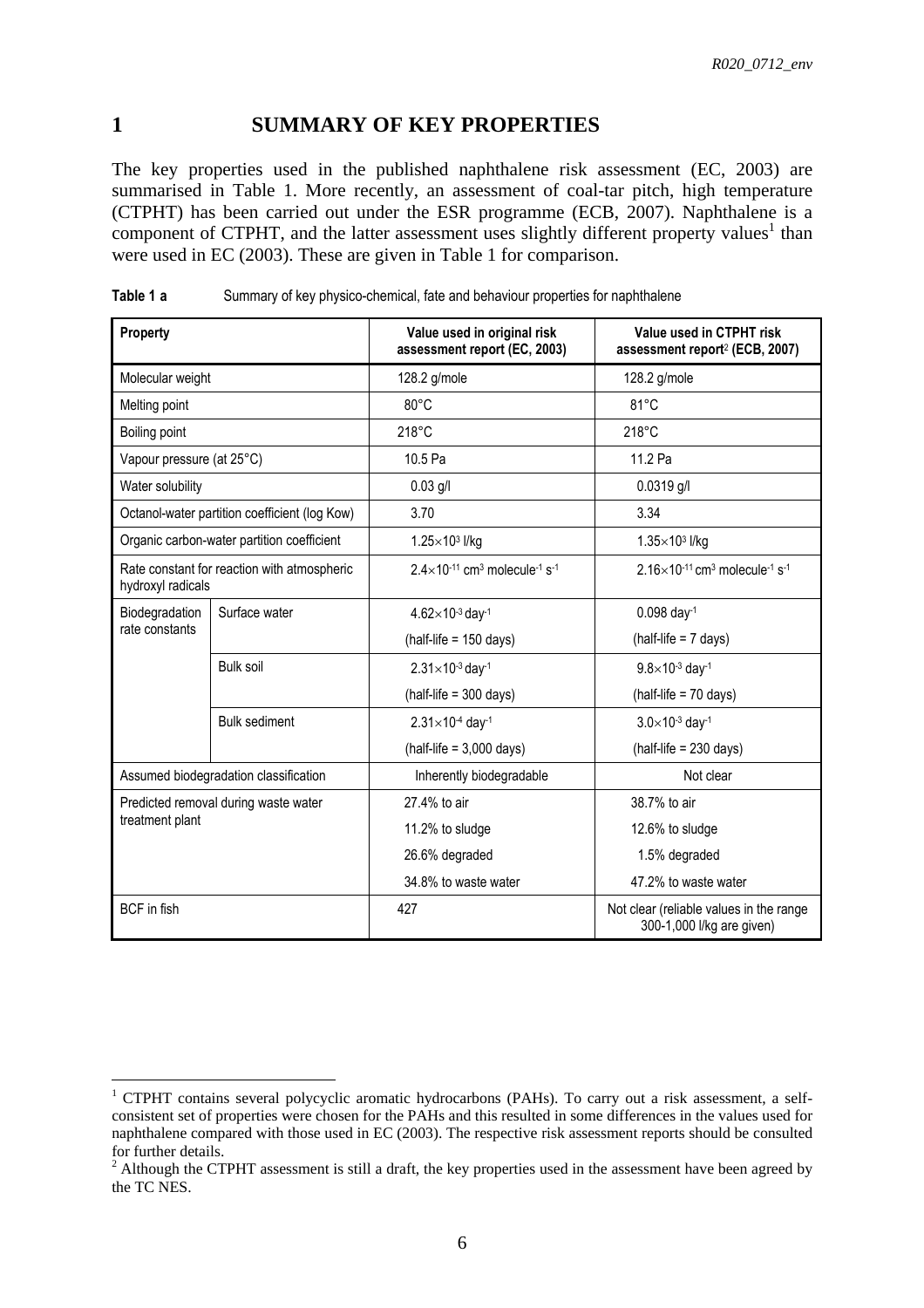# 1 SUMMARY OF KEY PROPERTIES

The key properties used in the published naphthalene risk assessment (EC, 2003) are summarised in Table 1. More recently, an assessment of coal-tar pitch, high temperature (CTPHT) has been carried out under the ESR programme (ECB, 2007). Naphthalene is a component of CTPHT, and the latter assessment uses slightly different property values[1] than were used in EC (2003). These are given in Table 1 for comparison.

**Table 1 a** Summary of key physico-chemical, fate and behaviour properties for naphthalene

| Property | | Value used in original risk assessment report (EC, 2003) | Value used in CTPHT risk assessment report[2] (ECB, 2007) |
|---|---|---|---|
| Molecular weight | | 128.2 g/mole | 128.2 g/mole |
| Melting point | | 80°C | 81°C |
| Boiling point | | 218°C | 218°C |
| Vapour pressure (at 25°C) | | 10.5 Pa | 11.2 Pa |
| Water solubility | | 0.03 g/l | 0.0319 g/l |
| Octanol-water partition coefficient (log Kow) | | 3.70 | 3.34 |
| Organic carbon-water partition coefficient | | $1.25 \times 10^{3}$ l/kg | $1.35 \times 10^{3}$ l/kg |
| Rate constant for reaction with atmospheric hydroxyl radicals | | $2.4 \times 10^{-11}$ $cm^3$ $molecule^{-1}$ $s^{-1}$ | $2.16 \times 10^{-11}$ $cm^3$ $molecule^{-1}$ $s^{-1}$ |
| Biodegradation rate constants | Surface water | $4.62 \times 10^{-3}$ $day^{-1}$ (half-life = 150 days) | 0.098 $day^{-1}$ (half-life = 7 days) |
| | Bulk soil | $2.31 \times 10^{-3}$ $day^{-1}$ (half-life = 300 days) | $9.8 \times 10^{-3}$ $day^{-1}$ (half-life = 70 days) |
| | Bulk sediment | $2.31 \times 10^{-4}$ $day^{-1}$ (half-life = 3,000 days) | $3.0 \times 10^{-3}$ $day^{-1}$ (half-life = 230 days) |
| Assumed biodegradation classification | | Inherently biodegradable | Not clear |
| Predicted removal during waste water treatment plant | | 27.4% to air<br>11.2% to sludge<br>26.6% degraded<br>34.8% to waste water | 38.7% to air<br>12.6% to sludge<br>1.5% degraded<br>47.2% to waste water |
| BCF in fish | | 427 | Not clear (reliable values in the range 300-1,000 l/kg are given) |

[1] CTPHT contains several polycyclic aromatic hydrocarbons (PAHs). To carry out a risk assessment, a self-consistent set of properties were chosen for the PAHs and this resulted in some differences in the values used for naphthalene compared with those used in EC (2003). The respective risk assessment reports should be consulted for further details.

[2] Although the CTPHT assessment is still a draft, the key properties used in the assessment have been agreed by the TC NES.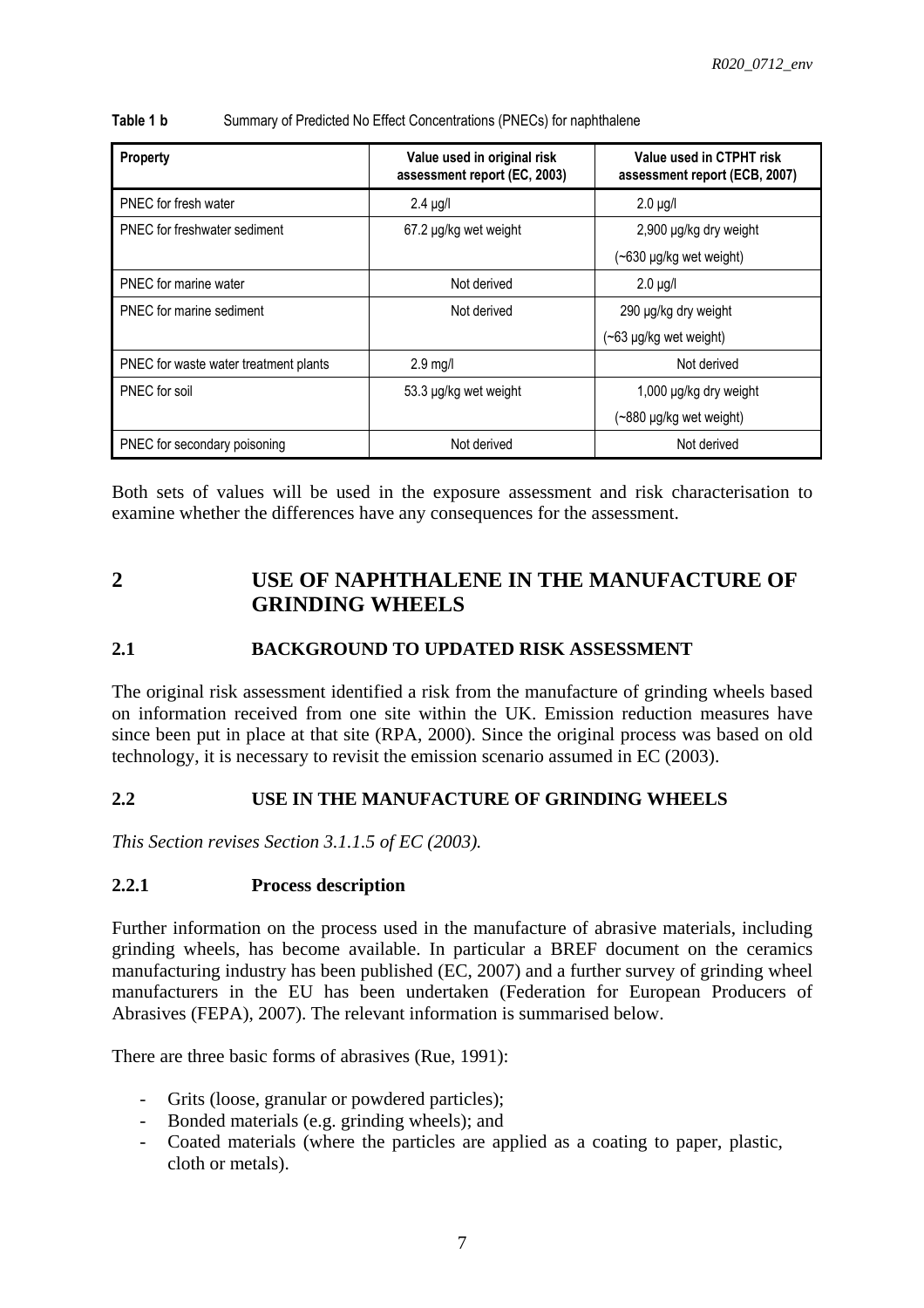**Table 1 b** Summary of Predicted No Effect Concentrations (PNECs) for naphthalene

| Property | Value used in original risk assessment report (EC, 2003) | Value used in CTPHT risk assessment report (ECB, 2007) |
|---|---|---|
| PNEC for fresh water | 2.4 µg/l | 2.0 µg/l |
| PNEC for freshwater sediment | 67.2 µg/kg wet weight | 2,900 µg/kg dry weight (~630 µg/kg wet weight) |
| PNEC for marine water | Not derived | 2.0 µg/l |
| PNEC for marine sediment | Not derived | 290 µg/kg dry weight (~63 µg/kg wet weight) |
| PNEC for waste water treatment plants | 2.9 mg/l | Not derived |
| PNEC for soil | 53.3 µg/kg wet weight | 1,000 µg/kg dry weight (~880 µg/kg wet weight) |
| PNEC for secondary poisoning | Not derived | Not derived |

Both sets of values will be used in the exposure assessment and risk characterisation to examine whether the differences have any consequences for the assessment.

# 2 USE OF NAPHTHALENE IN THE MANUFACTURE OF GRINDING WHEELS

## 2.1 BACKGROUND TO UPDATED RISK ASSESSMENT

The original risk assessment identified a risk from the manufacture of grinding wheels based on information received from one site within the UK. Emission reduction measures have since been put in place at that site (RPA, 2000). Since the original process was based on old technology, it is necessary to revisit the emission scenario assumed in EC (2003).

## 2.2 USE IN THE MANUFACTURE OF GRINDING WHEELS

*This Section revises Section 3.1.1.5 of EC (2003).*

### 2.2.1 Process description

Further information on the process used in the manufacture of abrasive materials, including grinding wheels, has become available. In particular a BREF document on the ceramics manufacturing industry has been published (EC, 2007) and a further survey of grinding wheel manufacturers in the EU has been undertaken (Federation for European Producers of Abrasives (FEPA), 2007). The relevant information is summarised below.

There are three basic forms of abrasives (Rue, 1991):

- Grits (loose, granular or powdered particles);
- Bonded materials (e.g. grinding wheels); and
- Coated materials (where the particles are applied as a coating to paper, plastic, cloth or metals).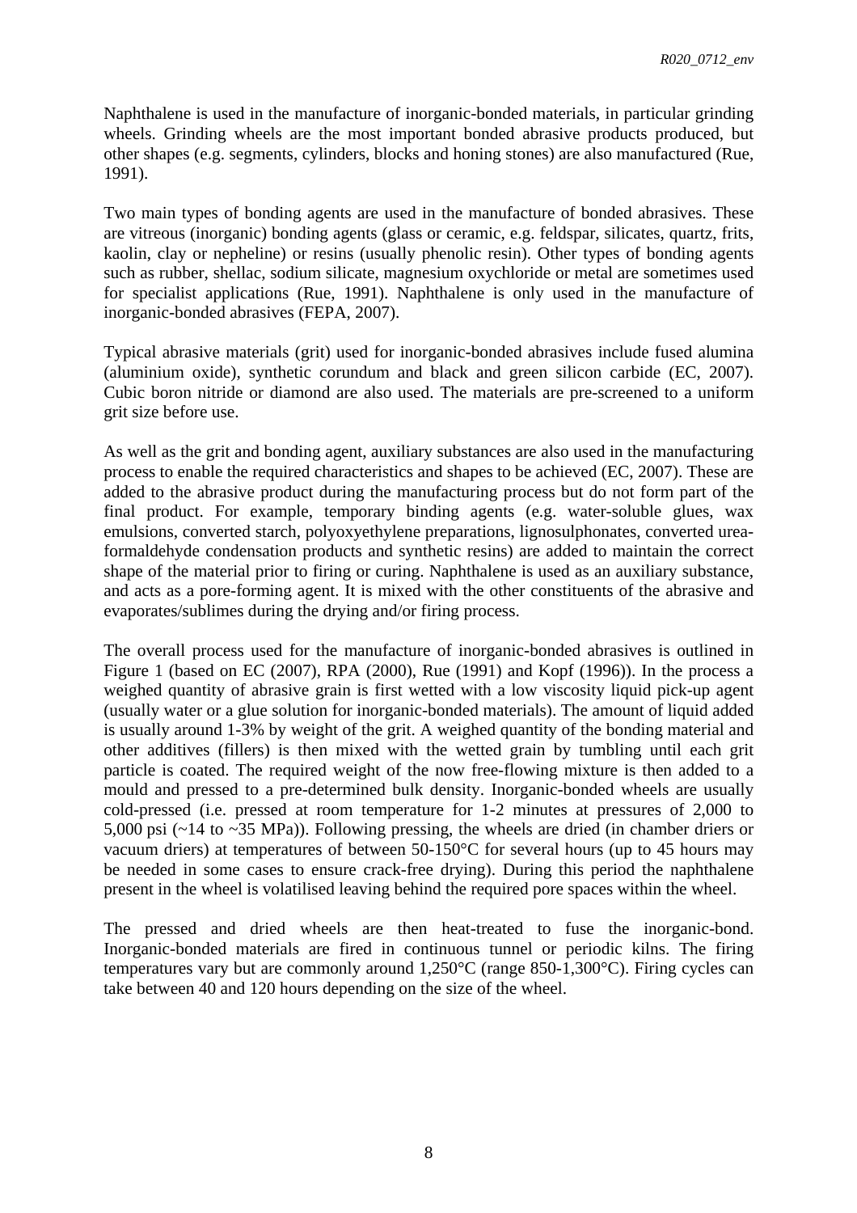Naphthalene is used in the manufacture of inorganic-bonded materials, in particular grinding wheels. Grinding wheels are the most important bonded abrasive products produced, but other shapes (e.g. segments, cylinders, blocks and honing stones) are also manufactured (Rue, 1991).

Two main types of bonding agents are used in the manufacture of bonded abrasives. These are vitreous (inorganic) bonding agents (glass or ceramic, e.g. feldspar, silicates, quartz, frits, kaolin, clay or nepheline) or resins (usually phenolic resin). Other types of bonding agents such as rubber, shellac, sodium silicate, magnesium oxychloride or metal are sometimes used for specialist applications (Rue, 1991). Naphthalene is only used in the manufacture of inorganic-bonded abrasives (FEPA, 2007).

Typical abrasive materials (grit) used for inorganic-bonded abrasives include fused alumina (aluminium oxide), synthetic corundum and black and green silicon carbide (EC, 2007). Cubic boron nitride or diamond are also used. The materials are pre-screened to a uniform grit size before use.

As well as the grit and bonding agent, auxiliary substances are also used in the manufacturing process to enable the required characteristics and shapes to be achieved (EC, 2007). These are added to the abrasive product during the manufacturing process but do not form part of the final product. For example, temporary binding agents (e.g. water-soluble glues, wax emulsions, converted starch, polyoxyethylene preparations, lignosulphonates, converted urea-formaldehyde condensation products and synthetic resins) are added to maintain the correct shape of the material prior to firing or curing. Naphthalene is used as an auxiliary substance, and acts as a pore-forming agent. It is mixed with the other constituents of the abrasive and evaporates/sublimes during the drying and/or firing process.

The overall process used for the manufacture of inorganic-bonded abrasives is outlined in Figure 1 (based on EC (2007), RPA (2000), Rue (1991) and Kopf (1996)). In the process a weighed quantity of abrasive grain is first wetted with a low viscosity liquid pick-up agent (usually water or a glue solution for inorganic-bonded materials). The amount of liquid added is usually around 1-3% by weight of the grit. A weighed quantity of the bonding material and other additives (fillers) is then mixed with the wetted grain by tumbling until each grit particle is coated. The required weight of the now free-flowing mixture is then added to a mould and pressed to a pre-determined bulk density. Inorganic-bonded wheels are usually cold-pressed (i.e. pressed at room temperature for 1-2 minutes at pressures of 2,000 to 5,000 psi (~14 to ~35 MPa)). Following pressing, the wheels are dried (in chamber driers or vacuum driers) at temperatures of between 50-150°C for several hours (up to 45 hours may be needed in some cases to ensure crack-free drying). During this period the naphthalene present in the wheel is volatilised leaving behind the required pore spaces within the wheel.

The pressed and dried wheels are then heat-treated to fuse the inorganic-bond. Inorganic-bonded materials are fired in continuous tunnel or periodic kilns. The firing temperatures vary but are commonly around 1,250°C (range 850-1,300°C). Firing cycles can take between 40 and 120 hours depending on the size of the wheel.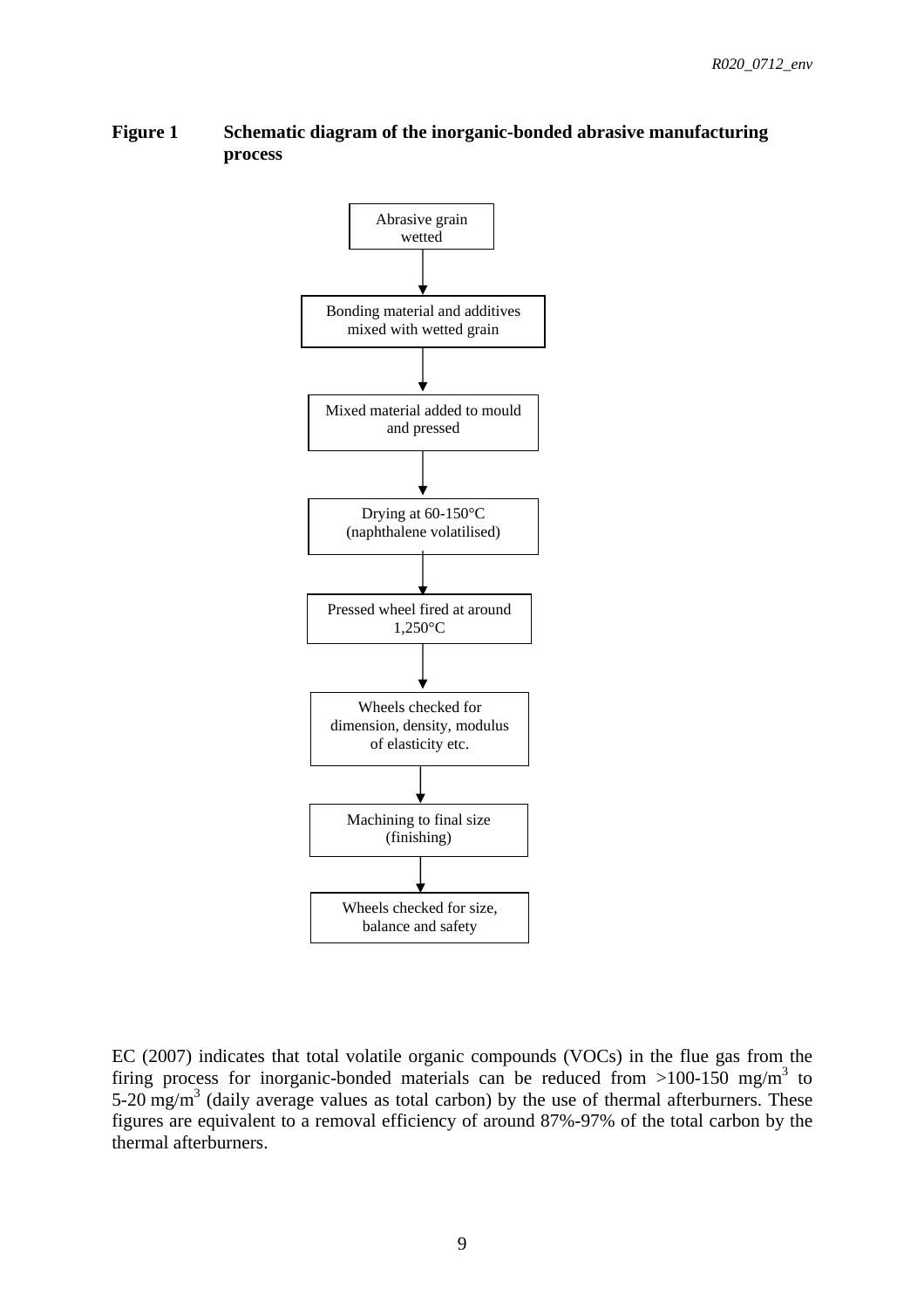**Figure 1 Schematic diagram of the inorganic-bonded abrasive manufacturing process**

Abrasive grain wetted

↓

Bonding material and additives mixed with wetted grain

↓

Mixed material added to mould and pressed

↓

Drying at 60-150°C (naphthalene volatilised)

↓

Pressed wheel fired at around 1,250°C

↓

Wheels checked for dimension, density, modulus of elasticity etc.

↓

Machining to final size (finishing)

↓

Wheels checked for size, balance and safety

EC (2007) indicates that total volatile organic compounds (VOCs) in the flue gas from the firing process for inorganic-bonded materials can be reduced from >100-150 mg/m$^3$ to 5-20 mg/m$^3$ (daily average values as total carbon) by the use of thermal afterburners. These figures are equivalent to a removal efficiency of around 87%-97% of the total carbon by the thermal afterburners.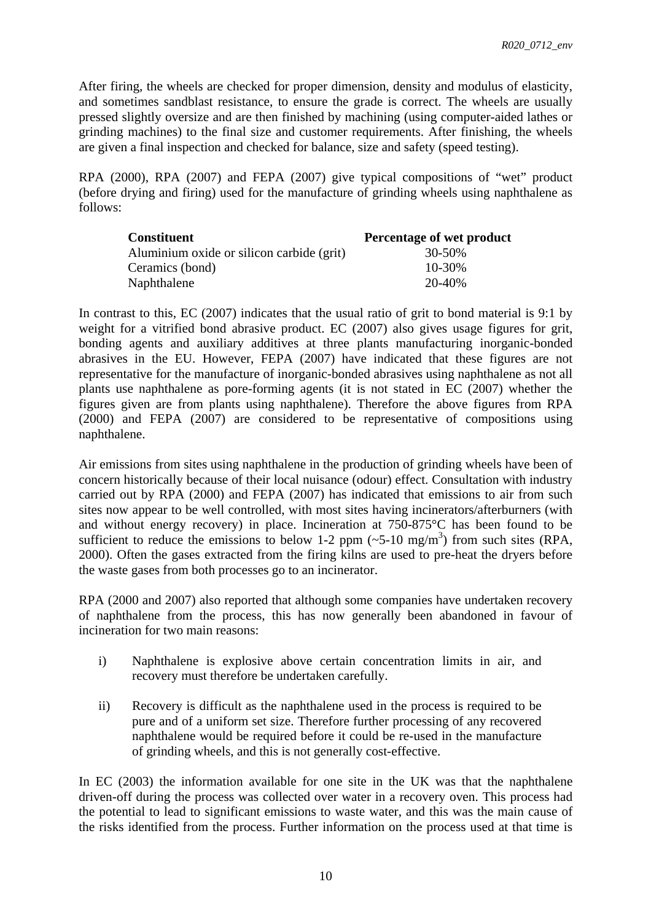After firing, the wheels are checked for proper dimension, density and modulus of elasticity, and sometimes sandblast resistance, to ensure the grade is correct. The wheels are usually pressed slightly oversize and are then finished by machining (using computer-aided lathes or grinding machines) to the final size and customer requirements. After finishing, the wheels are given a final inspection and checked for balance, size and safety (speed testing).

RPA (2000), RPA (2007) and FEPA (2007) give typical compositions of "wet" product (before drying and firing) used for the manufacture of grinding wheels using naphthalene as follows:

| Constituent | Percentage of wet product |
|---|---|
| Aluminium oxide or silicon carbide (grit) | 30-50% |
| Ceramics (bond) | 10-30% |
| Naphthalene | 20-40% |

In contrast to this, EC (2007) indicates that the usual ratio of grit to bond material is 9:1 by weight for a vitrified bond abrasive product. EC (2007) also gives usage figures for grit, bonding agents and auxiliary additives at three plants manufacturing inorganic-bonded abrasives in the EU. However, FEPA (2007) have indicated that these figures are not representative for the manufacture of inorganic-bonded abrasives using naphthalene as not all plants use naphthalene as pore-forming agents (it is not stated in EC (2007) whether the figures given are from plants using naphthalene). Therefore the above figures from RPA (2000) and FEPA (2007) are considered to be representative of compositions using naphthalene.

Air emissions from sites using naphthalene in the production of grinding wheels have been of concern historically because of their local nuisance (odour) effect. Consultation with industry carried out by RPA (2000) and FEPA (2007) has indicated that emissions to air from such sites now appear to be well controlled, with most sites having incinerators/afterburners (with and without energy recovery) in place. Incineration at 750-875°C has been found to be sufficient to reduce the emissions to below 1-2 ppm (~5-10 mg/m$^3$) from such sites (RPA, 2000). Often the gases extracted from the firing kilns are used to pre-heat the dryers before the waste gases from both processes go to an incinerator.

RPA (2000 and 2007) also reported that although some companies have undertaken recovery of naphthalene from the process, this has now generally been abandoned in favour of incineration for two main reasons:

i) Naphthalene is explosive above certain concentration limits in air, and recovery must therefore be undertaken carefully.

ii) Recovery is difficult as the naphthalene used in the process is required to be pure and of a uniform set size. Therefore further processing of any recovered naphthalene would be required before it could be re-used in the manufacture of grinding wheels, and this is not generally cost-effective.

In EC (2003) the information available for one site in the UK was that the naphthalene driven-off during the process was collected over water in a recovery oven. This process had the potential to lead to significant emissions to waste water, and this was the main cause of the risks identified from the process. Further information on the process used at that time is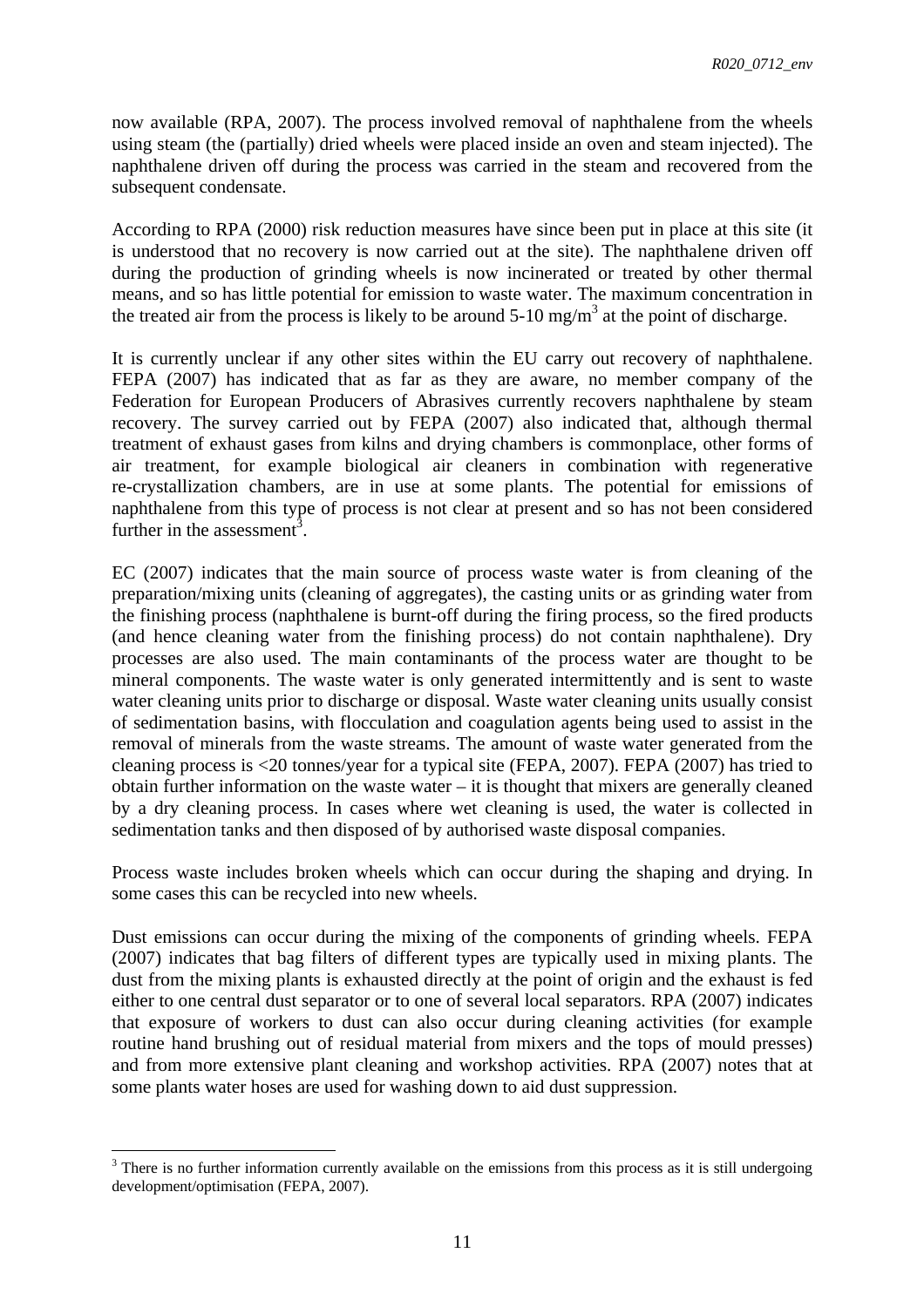now available (RPA, 2007). The process involved removal of naphthalene from the wheels using steam (the (partially) dried wheels were placed inside an oven and steam injected). The naphthalene driven off during the process was carried in the steam and recovered from the subsequent condensate.

According to RPA (2000) risk reduction measures have since been put in place at this site (it is understood that no recovery is now carried out at the site). The naphthalene driven off during the production of grinding wheels is now incinerated or treated by other thermal means, and so has little potential for emission to waste water. The maximum concentration in the treated air from the process is likely to be around 5-10 mg/m$^3$ at the point of discharge.

It is currently unclear if any other sites within the EU carry out recovery of naphthalene. FEPA (2007) has indicated that as far as they are aware, no member company of the Federation for European Producers of Abrasives currently recovers naphthalene by steam recovery. The survey carried out by FEPA (2007) also indicated that, although thermal treatment of exhaust gases from kilns and drying chambers is commonplace, other forms of air treatment, for example biological air cleaners in combination with regenerative re-crystallization chambers, are in use at some plants. The potential for emissions of naphthalene from this type of process is not clear at present and so has not been considered further in the assessment[3].

EC (2007) indicates that the main source of process waste water is from cleaning of the preparation/mixing units (cleaning of aggregates), the casting units or as grinding water from the finishing process (naphthalene is burnt-off during the firing process, so the fired products (and hence cleaning water from the finishing process) do not contain naphthalene). Dry processes are also used. The main contaminants of the process water are thought to be mineral components. The waste water is only generated intermittently and is sent to waste water cleaning units prior to discharge or disposal. Waste water cleaning units usually consist of sedimentation basins, with flocculation and coagulation agents being used to assist in the removal of minerals from the waste streams. The amount of waste water generated from the cleaning process is <20 tonnes/year for a typical site (FEPA, 2007). FEPA (2007) has tried to obtain further information on the waste water – it is thought that mixers are generally cleaned by a dry cleaning process. In cases where wet cleaning is used, the water is collected in sedimentation tanks and then disposed of by authorised waste disposal companies.

Process waste includes broken wheels which can occur during the shaping and drying. In some cases this can be recycled into new wheels.

Dust emissions can occur during the mixing of the components of grinding wheels. FEPA (2007) indicates that bag filters of different types are typically used in mixing plants. The dust from the mixing plants is exhausted directly at the point of origin and the exhaust is fed either to one central dust separator or to one of several local separators. RPA (2007) indicates that exposure of workers to dust can also occur during cleaning activities (for example routine hand brushing out of residual material from mixers and the tops of mould presses) and from more extensive plant cleaning and workshop activities. RPA (2007) notes that at some plants water hoses are used for washing down to aid dust suppression.

---

[3] There is no further information currently available on the emissions from this process as it is still undergoing development/optimisation (FEPA, 2007).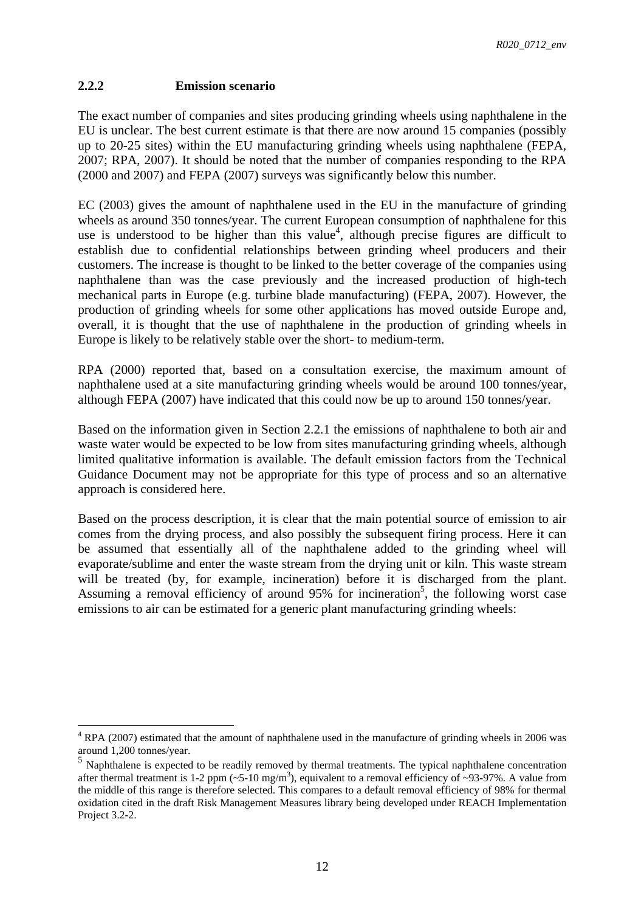### 2.2.2 Emission scenario

The exact number of companies and sites producing grinding wheels using naphthalene in the EU is unclear. The best current estimate is that there are now around 15 companies (possibly up to 20-25 sites) within the EU manufacturing grinding wheels using naphthalene (FEPA, 2007; RPA, 2007). It should be noted that the number of companies responding to the RPA (2000 and 2007) and FEPA (2007) surveys was significantly below this number.

EC (2003) gives the amount of naphthalene used in the EU in the manufacture of grinding wheels as around 350 tonnes/year. The current European consumption of naphthalene for this use is understood to be higher than this value[4], although precise figures are difficult to establish due to confidential relationships between grinding wheel producers and their customers. The increase is thought to be linked to the better coverage of the companies using naphthalene than was the case previously and the increased production of high-tech mechanical parts in Europe (e.g. turbine blade manufacturing) (FEPA, 2007). However, the production of grinding wheels for some other applications has moved outside Europe and, overall, it is thought that the use of naphthalene in the production of grinding wheels in Europe is likely to be relatively stable over the short- to medium-term.

RPA (2000) reported that, based on a consultation exercise, the maximum amount of naphthalene used at a site manufacturing grinding wheels would be around 100 tonnes/year, although FEPA (2007) have indicated that this could now be up to around 150 tonnes/year.

Based on the information given in Section 2.2.1 the emissions of naphthalene to both air and waste water would be expected to be low from sites manufacturing grinding wheels, although limited qualitative information is available. The default emission factors from the Technical Guidance Document may not be appropriate for this type of process and so an alternative approach is considered here.

Based on the process description, it is clear that the main potential source of emission to air comes from the drying process, and also possibly the subsequent firing process. Here it can be assumed that essentially all of the naphthalene added to the grinding wheel will evaporate/sublime and enter the waste stream from the drying unit or kiln. This waste stream will be treated (by, for example, incineration) before it is discharged from the plant. Assuming a removal efficiency of around 95% for incineration[5], the following worst case emissions to air can be estimated for a generic plant manufacturing grinding wheels:

---

[4] RPA (2007) estimated that the amount of naphthalene used in the manufacture of grinding wheels in 2006 was around 1,200 tonnes/year.

[5] Naphthalene is expected to be readily removed by thermal treatments. The typical naphthalene concentration after thermal treatment is 1-2 ppm (~5-10 mg/m$^3$), equivalent to a removal efficiency of ~93-97%. A value from the middle of this range is therefore selected. This compares to a default removal efficiency of 98% for thermal oxidation cited in the draft Risk Management Measures library being developed under REACH Implementation Project 3.2-2.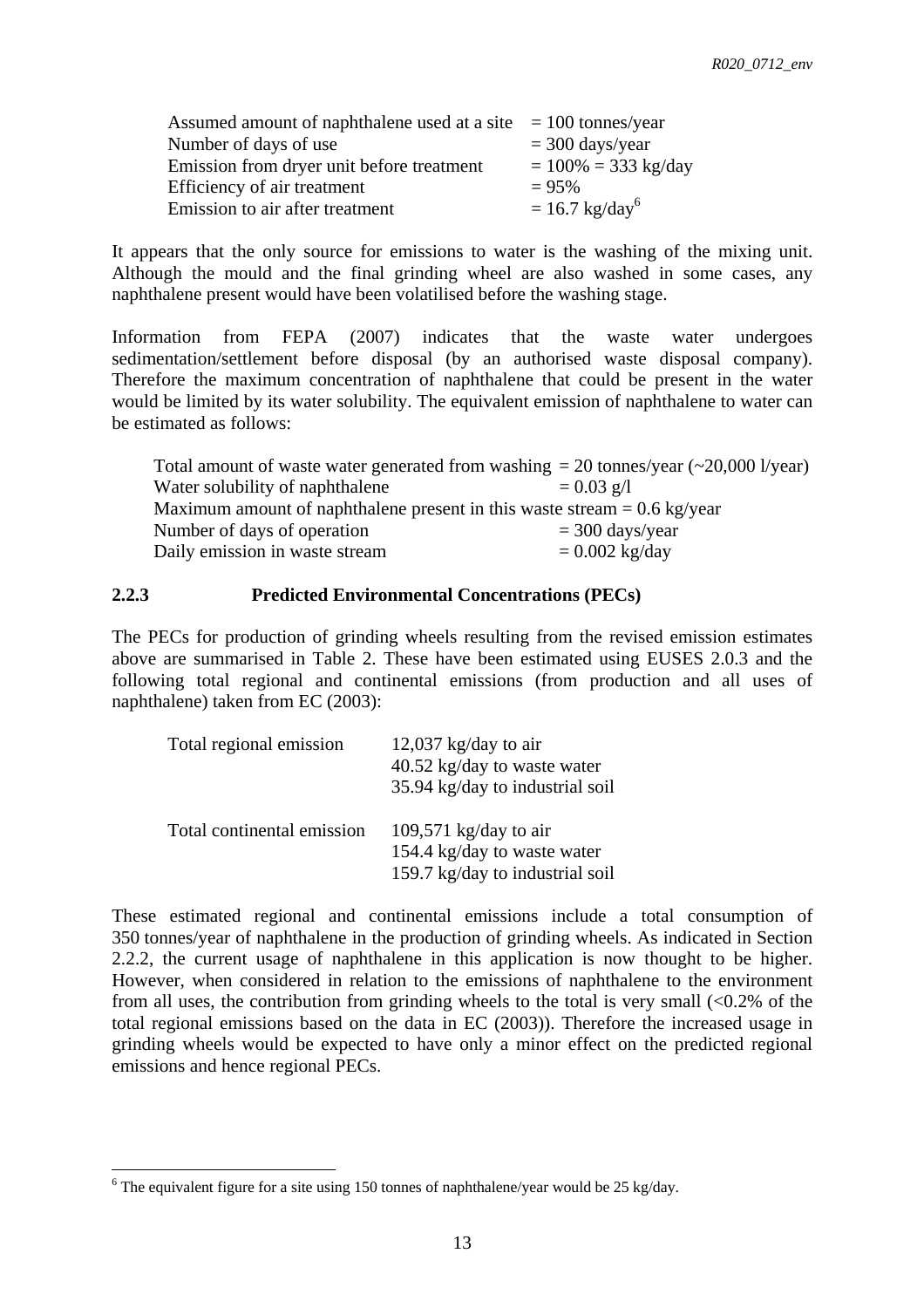| | |
|---|---|
| Assumed amount of naphthalene used at a site | = 100 tonnes/year |
| Number of days of use | = 300 days/year |
| Emission from dryer unit before treatment | = 100% = 333 kg/day |
| Efficiency of air treatment | = 95% |
| Emission to air after treatment | = 16.7 kg/day[6] |

It appears that the only source for emissions to water is the washing of the mixing unit. Although the mould and the final grinding wheel are also washed in some cases, any naphthalene present would have been volatilised before the washing stage.

Information from FEPA (2007) indicates that the waste water undergoes sedimentation/settlement before disposal (by an authorised waste disposal company). Therefore the maximum concentration of naphthalene that could be present in the water would be limited by its water solubility. The equivalent emission of naphthalene to water can be estimated as follows:

| | |
|---|---|
| Total amount of waste water generated from washing | = 20 tonnes/year (~20,000 l/year) |
| Water solubility of naphthalene | = 0.03 g/l |
| Maximum amount of naphthalene present in this waste stream | = 0.6 kg/year |
| Number of days of operation | = 300 days/year |
| Daily emission in waste stream | = 0.002 kg/day |

### 2.2.3 Predicted Environmental Concentrations (PECs)

The PECs for production of grinding wheels resulting from the revised emission estimates above are summarised in Table 2. These have been estimated using EUSES 2.0.3 and the following total regional and continental emissions (from production and all uses of naphthalene) taken from EC (2003):

| | |
|---|---|
| Total regional emission | 12,037 kg/day to air<br>40.52 kg/day to waste water<br>35.94 kg/day to industrial soil |
| Total continental emission | 109,571 kg/day to air<br>154.4 kg/day to waste water<br>159.7 kg/day to industrial soil |

These estimated regional and continental emissions include a total consumption of 350 tonnes/year of naphthalene in the production of grinding wheels. As indicated in Section 2.2.2, the current usage of naphthalene in this application is now thought to be higher. However, when considered in relation to the emissions of naphthalene to the environment from all uses, the contribution from grinding wheels to the total is very small (<0.2% of the total regional emissions based on the data in EC (2003)). Therefore the increased usage in grinding wheels would be expected to have only a minor effect on the predicted regional emissions and hence regional PECs.

[6] The equivalent figure for a site using 150 tonnes of naphthalene/year would be 25 kg/day.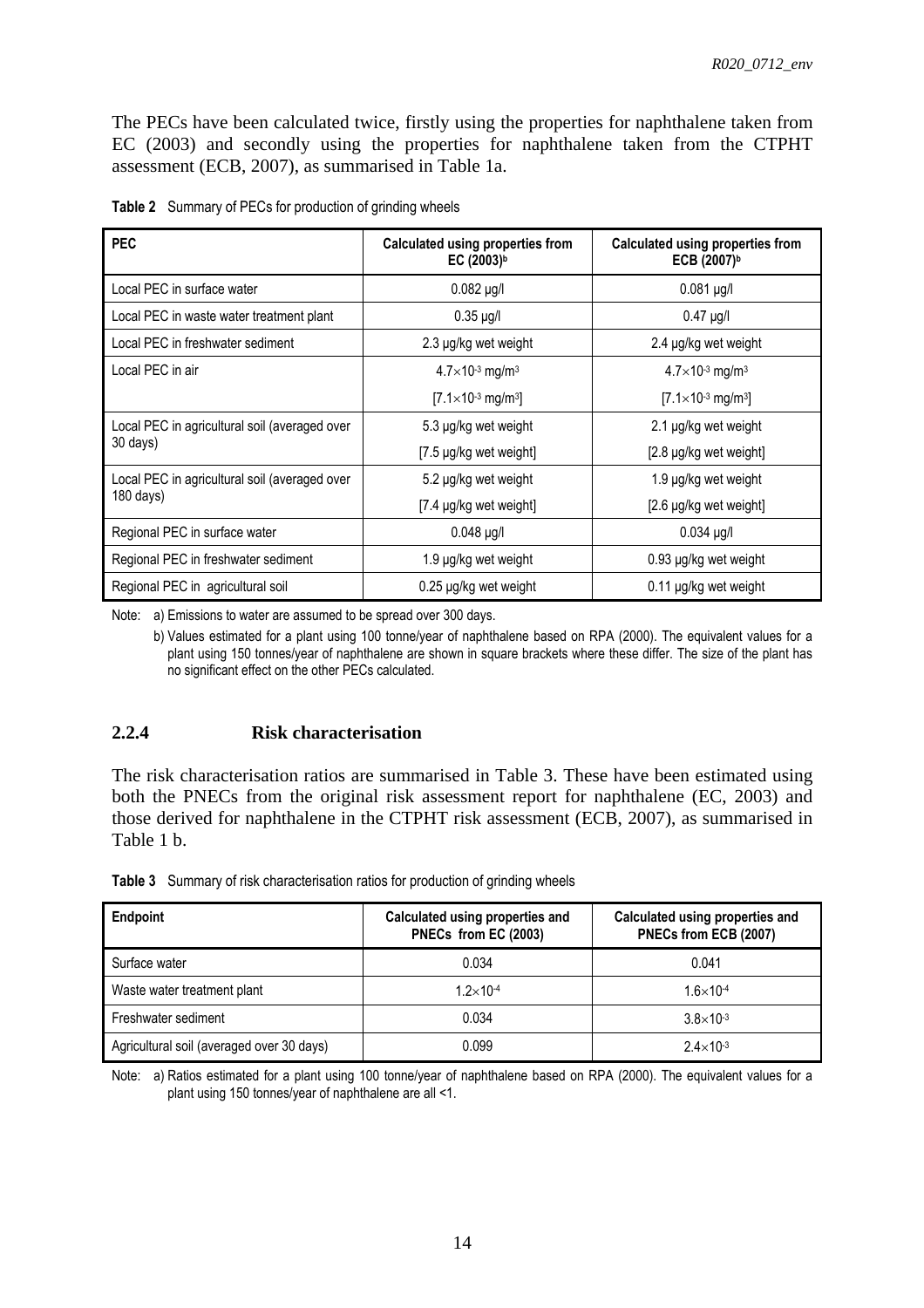The PECs have been calculated twice, firstly using the properties for naphthalene taken from EC (2003) and secondly using the properties for naphthalene taken from the CTPHT assessment (ECB, 2007), as summarised in Table 1a.

**Table 2** Summary of PECs for production of grinding wheels

| PEC | Calculated using properties from EC (2003)[b] | Calculated using properties from ECB (2007)[b] |
|---|---|---|
| Local PEC in surface water | 0.082 µg/l | 0.081 µg/l |
| Local PEC in waste water treatment plant | 0.35 µg/l | 0.47 µg/l |
| Local PEC in freshwater sediment | 2.3 µg/kg wet weight | 2.4 µg/kg wet weight |
| Local PEC in air | $4.7 \times 10^{-3}$ mg/m$^3$ [$7.1 \times 10^{-3}$ mg/m$^3$] | $4.7 \times 10^{-3}$ mg/m$^3$ [$7.1 \times 10^{-3}$ mg/m$^3$] |
| Local PEC in agricultural soil (averaged over 30 days) | 5.3 µg/kg wet weight [7.5 µg/kg wet weight] | 2.1 µg/kg wet weight [2.8 µg/kg wet weight] |
| Local PEC in agricultural soil (averaged over 180 days) | 5.2 µg/kg wet weight [7.4 µg/kg wet weight] | 1.9 µg/kg wet weight [2.6 µg/kg wet weight] |
| Regional PEC in surface water | 0.048 µg/l | 0.034 µg/l |
| Regional PEC in freshwater sediment | 1.9 µg/kg wet weight | 0.93 µg/kg wet weight |
| Regional PEC in agricultural soil | 0.25 µg/kg wet weight | 0.11 µg/kg wet weight |

Note: a) Emissions to water are assumed to be spread over 300 days.

b) Values estimated for a plant using 100 tonne/year of naphthalene based on RPA (2000). The equivalent values for a plant using 150 tonnes/year of naphthalene are shown in square brackets where these differ. The size of the plant has no significant effect on the other PECs calculated.

### 2.2.4 Risk characterisation

The risk characterisation ratios are summarised in Table 3. These have been estimated using both the PNECs from the original risk assessment report for naphthalene (EC, 2003) and those derived for naphthalene in the CTPHT risk assessment (ECB, 2007), as summarised in Table 1 b.

**Table 3** Summary of risk characterisation ratios for production of grinding wheels

| Endpoint | Calculated using properties and PNECs from EC (2003) | Calculated using properties and PNECs from ECB (2007) |
|---|---|---|
| Surface water | 0.034 | 0.041 |
| Waste water treatment plant | $1.2 \times 10^{-4}$ | $1.6 \times 10^{-4}$ |
| Freshwater sediment | 0.034 | $3.8 \times 10^{-3}$ |
| Agricultural soil (averaged over 30 days) | 0.099 | $2.4 \times 10^{-3}$ |

Note: a) Ratios estimated for a plant using 100 tonne/year of naphthalene based on RPA (2000). The equivalent values for a plant using 150 tonnes/year of naphthalene are all <1.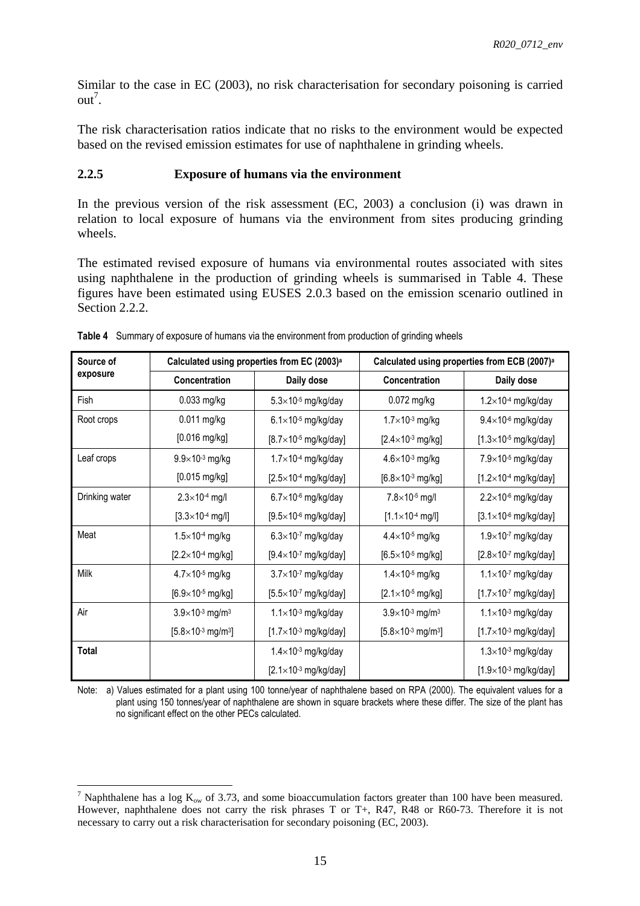Similar to the case in EC (2003), no risk characterisation for secondary poisoning is carried out[7].

The risk characterisation ratios indicate that no risks to the environment would be expected based on the revised emission estimates for use of naphthalene in grinding wheels.

### 2.2.5 Exposure of humans via the environment

In the previous version of the risk assessment (EC, 2003) a conclusion (i) was drawn in relation to local exposure of humans via the environment from sites producing grinding wheels.

The estimated revised exposure of humans via environmental routes associated with sites using naphthalene in the production of grinding wheels is summarised in Table 4. These figures have been estimated using EUSES 2.0.3 based on the emission scenario outlined in Section 2.2.2.

**Table 4** Summary of exposure of humans via the environment from production of grinding wheels

| Source of exposure | Calculated using properties from EC (2003)[a] | | Calculated using properties from ECB (2007)[a] | |
|---|---|---|---|---|
| | Concentration | Daily dose | Concentration | Daily dose |
| Fish | 0.033 mg/kg | $5.3\times10^{-5}$ mg/kg/day | 0.072 mg/kg | $1.2\times10^{-4}$ mg/kg/day |
| Root crops | 0.011 mg/kg<br>[0.016 mg/kg] | $6.1\times10^{-5}$ mg/kg/day<br>[$8.7\times10^{-5}$ mg/kg/day] | $1.7\times10^{-3}$ mg/kg<br>[$2.4\times10^{-3}$ mg/kg] | $9.4\times10^{-6}$ mg/kg/day<br>[$1.3\times10^{-5}$ mg/kg/day] |
| Leaf crops | $9.9\times10^{-3}$ mg/kg<br>[0.015 mg/kg] | $1.7\times10^{-4}$ mg/kg/day<br>[$2.5\times10^{-4}$ mg/kg/day] | $4.6\times10^{-3}$ mg/kg<br>[$6.8\times10^{-3}$ mg/kg] | $7.9\times10^{-5}$ mg/kg/day<br>[$1.2\times10^{-4}$ mg/kg/day] |
| Drinking water | $2.3\times10^{-4}$ mg/l<br>[$3.3\times10^{-4}$ mg/l] | $6.7\times10^{-6}$ mg/kg/day<br>[$9.5\times10^{-6}$ mg/kg/day] | $7.8\times10^{-5}$ mg/l<br>[$1.1\times10^{-4}$ mg/l] | $2.2\times10^{-6}$ mg/kg/day<br>[$3.1\times10^{-6}$ mg/kg/day] |
| Meat | $1.5\times10^{-4}$ mg/kg<br>[$2.2\times10^{-4}$ mg/kg] | $6.3\times10^{-7}$ mg/kg/day<br>[$9.4\times10^{-7}$ mg/kg/day] | $4.4\times10^{-5}$ mg/kg<br>[$6.5\times10^{-5}$ mg/kg] | $1.9\times10^{-7}$ mg/kg/day<br>[$2.8\times10^{-7}$ mg/kg/day] |
| Milk | $4.7\times10^{-5}$ mg/kg<br>[$6.9\times10^{-5}$ mg/kg] | $3.7\times10^{-7}$ mg/kg/day<br>[$5.5\times10^{-7}$ mg/kg/day] | $1.4\times10^{-5}$ mg/kg<br>[$2.1\times10^{-5}$ mg/kg] | $1.1\times10^{-7}$ mg/kg/day<br>[$1.7\times10^{-7}$ mg/kg/day] |
| Air | $3.9\times10^{-3}$ mg/m$^3$<br>[$5.8\times10^{-3}$ mg/m$^3$] | $1.1\times10^{-3}$ mg/kg/day<br>[$1.7\times10^{-3}$ mg/kg/day] | $3.9\times10^{-3}$ mg/m$^3$<br>[$5.8\times10^{-3}$ mg/m$^3$] | $1.1\times10^{-3}$ mg/kg/day<br>[$1.7\times10^{-3}$ mg/kg/day] |
| **Total** | | $1.4\times10^{-3}$ mg/kg/day<br>[$2.1\times10^{-3}$ mg/kg/day] | | $1.3\times10^{-3}$ mg/kg/day<br>[$1.9\times10^{-3}$ mg/kg/day] |

Note: a) Values estimated for a plant using 100 tonne/year of naphthalene based on RPA (2000). The equivalent values for a plant using 150 tonnes/year of naphthalene are shown in square brackets where these differ. The size of the plant has no significant effect on the other PECs calculated.

[7] Naphthalene has a log $K_{ow}$ of 3.73, and some bioaccumulation factors greater than 100 have been measured. However, naphthalene does not carry the risk phrases T or T+, R47, R48 or R60-73. Therefore it is not necessary to carry out a risk characterisation for secondary poisoning (EC, 2003).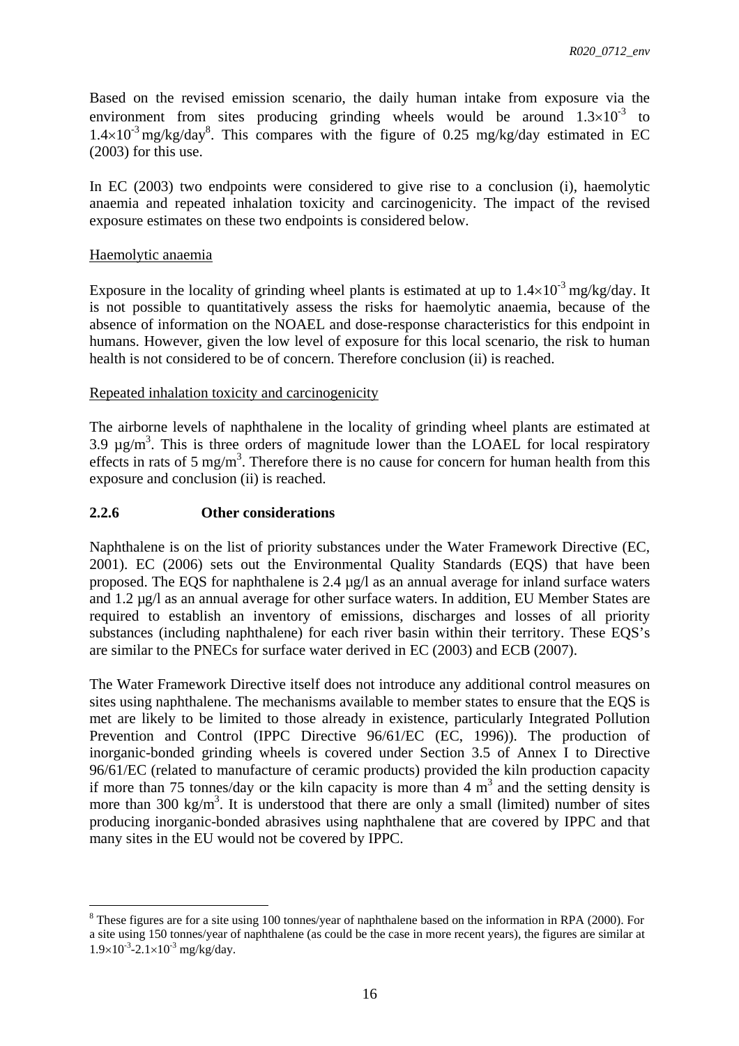Based on the revised emission scenario, the daily human intake from exposure via the environment from sites producing grinding wheels would be around $1.3 \times 10^{-3}$ to $1.4 \times 10^{-3}$ mg/kg/day[8]. This compares with the figure of 0.25 mg/kg/day estimated in EC (2003) for this use.

In EC (2003) two endpoints were considered to give rise to a conclusion (i), haemolytic anaemia and repeated inhalation toxicity and carcinogenicity. The impact of the revised exposure estimates on these two endpoints is considered below.

Haemolytic anaemia

Exposure in the locality of grinding wheel plants is estimated at up to $1.4 \times 10^{-3}$ mg/kg/day. It is not possible to quantitatively assess the risks for haemolytic anaemia, because of the absence of information on the NOAEL and dose-response characteristics for this endpoint in humans. However, given the low level of exposure for this local scenario, the risk to human health is not considered to be of concern. Therefore conclusion (ii) is reached.

Repeated inhalation toxicity and carcinogenicity

The airborne levels of naphthalene in the locality of grinding wheel plants are estimated at 3.9 µg/m$^3$. This is three orders of magnitude lower than the LOAEL for local respiratory effects in rats of 5 mg/m$^3$. Therefore there is no cause for concern for human health from this exposure and conclusion (ii) is reached.

### 2.2.6 Other considerations

Naphthalene is on the list of priority substances under the Water Framework Directive (EC, 2001). EC (2006) sets out the Environmental Quality Standards (EQS) that have been proposed. The EQS for naphthalene is 2.4 µg/l as an annual average for inland surface waters and 1.2 µg/l as an annual average for other surface waters. In addition, EU Member States are required to establish an inventory of emissions, discharges and losses of all priority substances (including naphthalene) for each river basin within their territory. These EQS's are similar to the PNECs for surface water derived in EC (2003) and ECB (2007).

The Water Framework Directive itself does not introduce any additional control measures on sites using naphthalene. The mechanisms available to member states to ensure that the EQS is met are likely to be limited to those already in existence, particularly Integrated Pollution Prevention and Control (IPPC Directive 96/61/EC (EC, 1996)). The production of inorganic-bonded grinding wheels is covered under Section 3.5 of Annex I to Directive 96/61/EC (related to manufacture of ceramic products) provided the kiln production capacity if more than 75 tonnes/day or the kiln capacity is more than 4 m$^3$ and the setting density is more than 300 kg/m$^3$. It is understood that there are only a small (limited) number of sites producing inorganic-bonded abrasives using naphthalene that are covered by IPPC and that many sites in the EU would not be covered by IPPC.

---

[8] These figures are for a site using 100 tonnes/year of naphthalene based on the information in RPA (2000). For a site using 150 tonnes/year of naphthalene (as could be the case in more recent years), the figures are similar at $1.9 \times 10^{-3}$-$2.1 \times 10^{-3}$ mg/kg/day.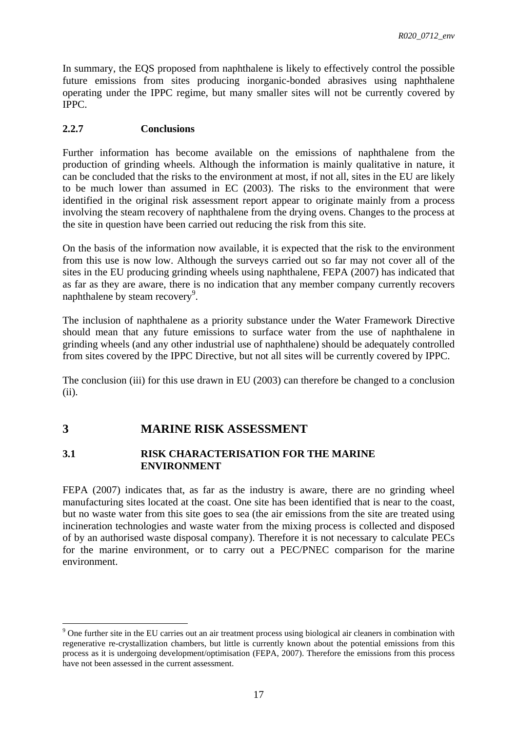In summary, the EQS proposed from naphthalene is likely to effectively control the possible future emissions from sites producing inorganic-bonded abrasives using naphthalene operating under the IPPC regime, but many smaller sites will not be currently covered by IPPC.

### 2.2.7 Conclusions

Further information has become available on the emissions of naphthalene from the production of grinding wheels. Although the information is mainly qualitative in nature, it can be concluded that the risks to the environment at most, if not all, sites in the EU are likely to be much lower than assumed in EC (2003). The risks to the environment that were identified in the original risk assessment report appear to originate mainly from a process involving the steam recovery of naphthalene from the drying ovens. Changes to the process at the site in question have been carried out reducing the risk from this site.

On the basis of the information now available, it is expected that the risk to the environment from this use is now low. Although the surveys carried out so far may not cover all of the sites in the EU producing grinding wheels using naphthalene, FEPA (2007) has indicated that as far as they are aware, there is no indication that any member company currently recovers naphthalene by steam recovery[9].

The inclusion of naphthalene as a priority substance under the Water Framework Directive should mean that any future emissions to surface water from the use of naphthalene in grinding wheels (and any other industrial use of naphthalene) should be adequately controlled from sites covered by the IPPC Directive, but not all sites will be currently covered by IPPC.

The conclusion (iii) for this use drawn in EU (2003) can therefore be changed to a conclusion (ii).

# 3 MARINE RISK ASSESSMENT

## 3.1 RISK CHARACTERISATION FOR THE MARINE ENVIRONMENT

FEPA (2007) indicates that, as far as the industry is aware, there are no grinding wheel manufacturing sites located at the coast. One site has been identified that is near to the coast, but no waste water from this site goes to sea (the air emissions from the site are treated using incineration technologies and waste water from the mixing process is collected and disposed of by an authorised waste disposal company). Therefore it is not necessary to calculate PECs for the marine environment, or to carry out a PEC/PNEC comparison for the marine environment.

---

[9] One further site in the EU carries out an air treatment process using biological air cleaners in combination with regenerative re-crystallization chambers, but little is currently known about the potential emissions from this process as it is undergoing development/optimisation (FEPA, 2007). Therefore the emissions from this process have not been assessed in the current assessment.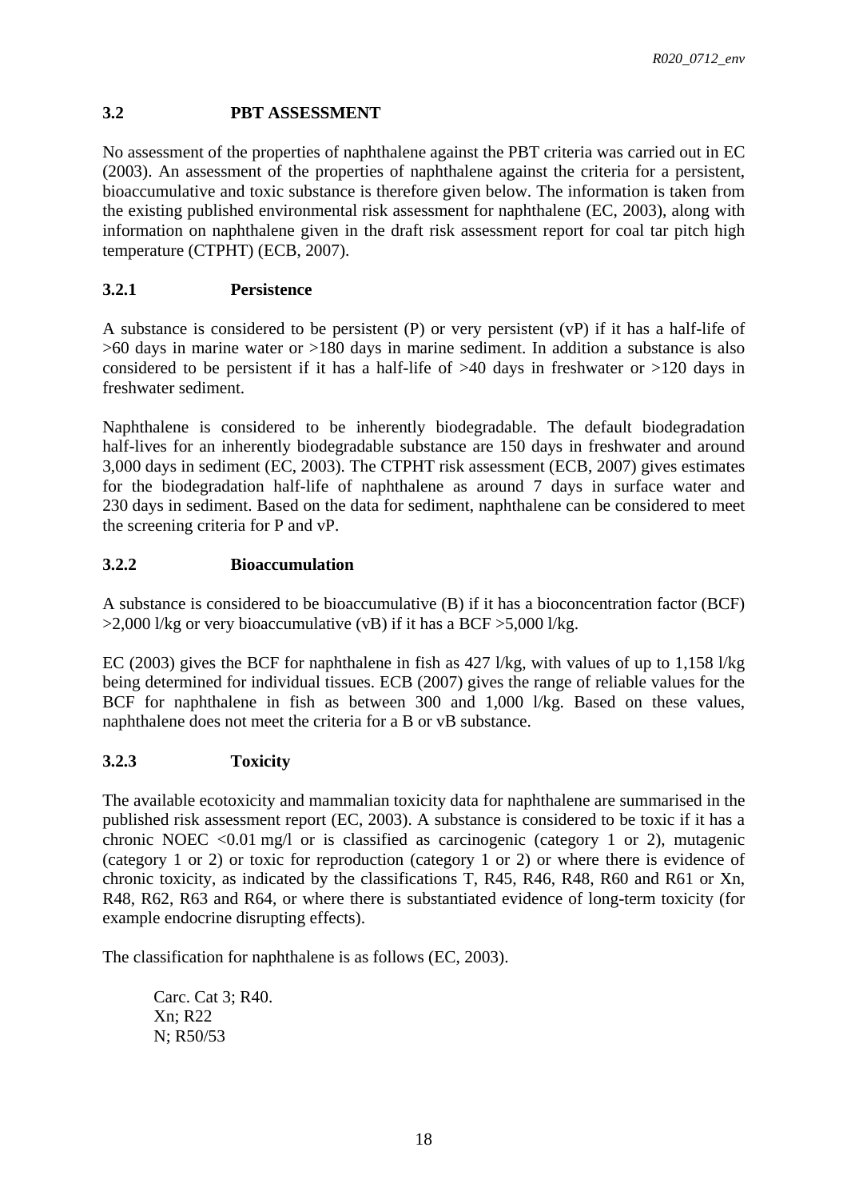## 3.2 PBT ASSESSMENT

No assessment of the properties of naphthalene against the PBT criteria was carried out in EC (2003). An assessment of the properties of naphthalene against the criteria for a persistent, bioaccumulative and toxic substance is therefore given below. The information is taken from the existing published environmental risk assessment for naphthalene (EC, 2003), along with information on naphthalene given in the draft risk assessment report for coal tar pitch high temperature (CTPHT) (ECB, 2007).

### 3.2.1 Persistence

A substance is considered to be persistent (P) or very persistent (vP) if it has a half-life of >60 days in marine water or >180 days in marine sediment. In addition a substance is also considered to be persistent if it has a half-life of >40 days in freshwater or >120 days in freshwater sediment.

Naphthalene is considered to be inherently biodegradable. The default biodegradation half-lives for an inherently biodegradable substance are 150 days in freshwater and around 3,000 days in sediment (EC, 2003). The CTPHT risk assessment (ECB, 2007) gives estimates for the biodegradation half-life of naphthalene as around 7 days in surface water and 230 days in sediment. Based on the data for sediment, naphthalene can be considered to meet the screening criteria for P and vP.

### 3.2.2 Bioaccumulation

A substance is considered to be bioaccumulative (B) if it has a bioconcentration factor (BCF) >2,000 l/kg or very bioaccumulative (vB) if it has a BCF >5,000 l/kg.

EC (2003) gives the BCF for naphthalene in fish as 427 l/kg, with values of up to 1,158 l/kg being determined for individual tissues. ECB (2007) gives the range of reliable values for the BCF for naphthalene in fish as between 300 and 1,000 l/kg. Based on these values, naphthalene does not meet the criteria for a B or vB substance.

### 3.2.3 Toxicity

The available ecotoxicity and mammalian toxicity data for naphthalene are summarised in the published risk assessment report (EC, 2003). A substance is considered to be toxic if it has a chronic NOEC <0.01 mg/l or is classified as carcinogenic (category 1 or 2), mutagenic (category 1 or 2) or toxic for reproduction (category 1 or 2) or where there is evidence of chronic toxicity, as indicated by the classifications T, R45, R46, R48, R60 and R61 or Xn, R48, R62, R63 and R64, or where there is substantiated evidence of long-term toxicity (for example endocrine disrupting effects).

The classification for naphthalene is as follows (EC, 2003).

Carc. Cat 3; R40.
Xn; R22
N; R50/53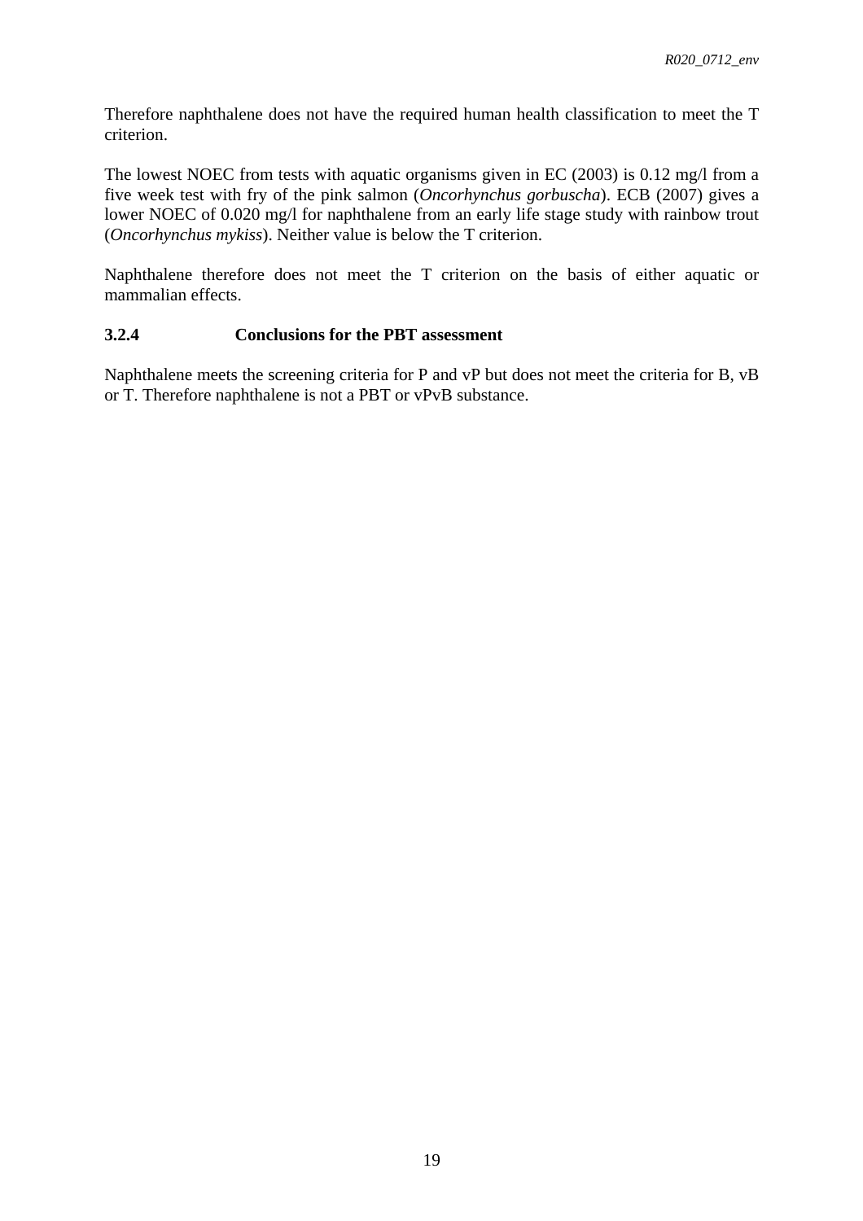Therefore naphthalene does not have the required human health classification to meet the T criterion.

The lowest NOEC from tests with aquatic organisms given in EC (2003) is 0.12 mg/l from a five week test with fry of the pink salmon (*Oncorhynchus gorbuscha*). ECB (2007) gives a lower NOEC of 0.020 mg/l for naphthalene from an early life stage study with rainbow trout (*Oncorhynchus mykiss*). Neither value is below the T criterion.

Naphthalene therefore does not meet the T criterion on the basis of either aquatic or mammalian effects.

### 3.2.4 Conclusions for the PBT assessment

Naphthalene meets the screening criteria for P and vP but does not meet the criteria for B, vB or T. Therefore naphthalene is not a PBT or vPvB substance.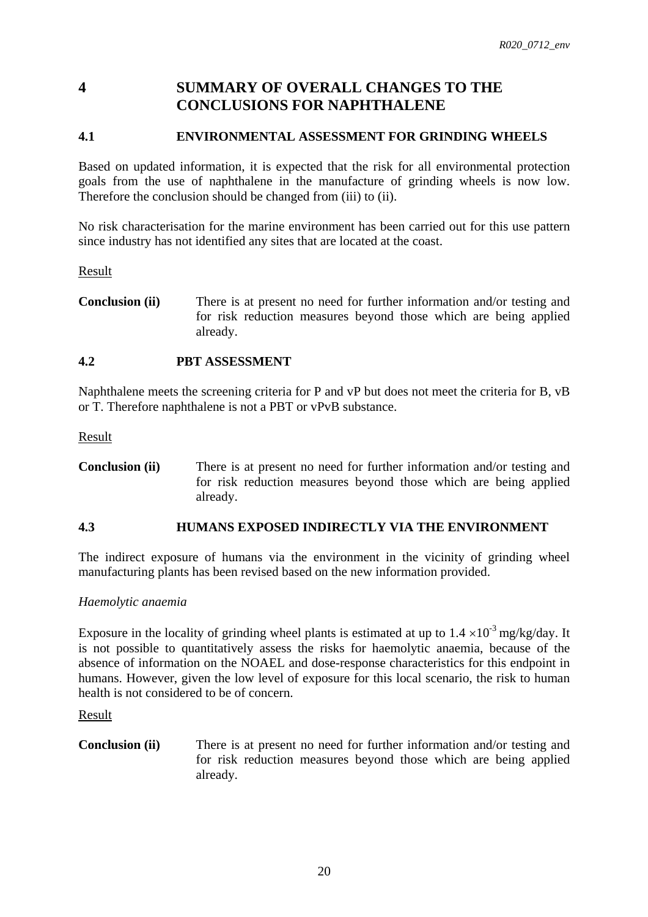# 4 SUMMARY OF OVERALL CHANGES TO THE CONCLUSIONS FOR NAPHTHALENE

## 4.1 ENVIRONMENTAL ASSESSMENT FOR GRINDING WHEELS

Based on updated information, it is expected that the risk for all environmental protection goals from the use of naphthalene in the manufacture of grinding wheels is now low. Therefore the conclusion should be changed from (iii) to (ii).

No risk characterisation for the marine environment has been carried out for this use pattern since industry has not identified any sites that are located at the coast.

Result

**Conclusion (ii)** There is at present no need for further information and/or testing and for risk reduction measures beyond those which are being applied already.

## 4.2 PBT ASSESSMENT

Naphthalene meets the screening criteria for P and vP but does not meet the criteria for B, vB or T. Therefore naphthalene is not a PBT or vPvB substance.

Result

**Conclusion (ii)** There is at present no need for further information and/or testing and for risk reduction measures beyond those which are being applied already.

## 4.3 HUMANS EXPOSED INDIRECTLY VIA THE ENVIRONMENT

The indirect exposure of humans via the environment in the vicinity of grinding wheel manufacturing plants has been revised based on the new information provided.

*Haemolytic anaemia*

Exposure in the locality of grinding wheel plants is estimated at up to $1.4 \times 10^{-3}$ mg/kg/day. It is not possible to quantitatively assess the risks for haemolytic anaemia, because of the absence of information on the NOAEL and dose-response characteristics for this endpoint in humans. However, given the low level of exposure for this local scenario, the risk to human health is not considered to be of concern.

Result

**Conclusion (ii)** There is at present no need for further information and/or testing and for risk reduction measures beyond those which are being applied already.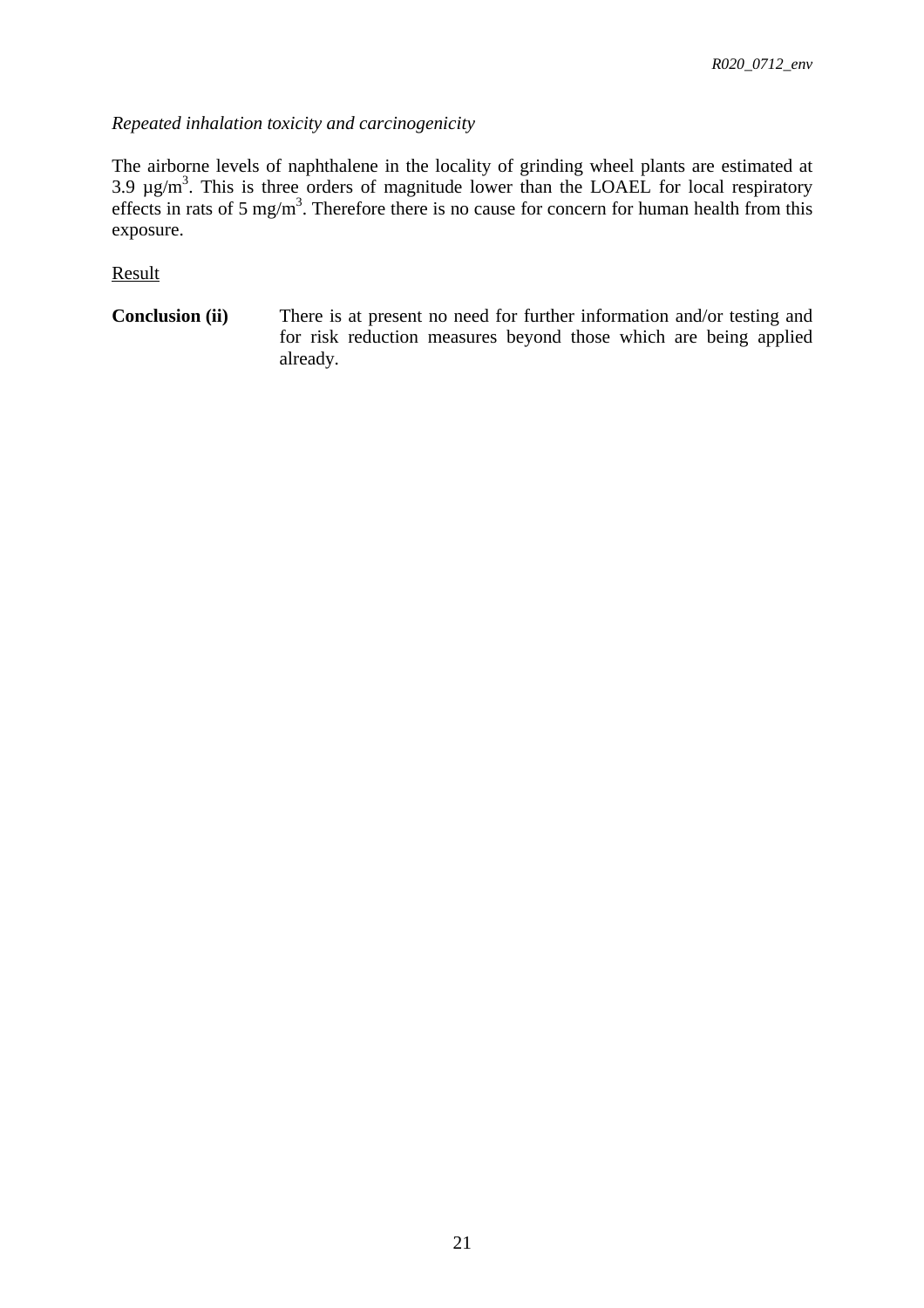*Repeated inhalation toxicity and carcinogenicity*

The airborne levels of naphthalene in the locality of grinding wheel plants are estimated at 3.9 µg/m$^3$. This is three orders of magnitude lower than the LOAEL for local respiratory effects in rats of 5 mg/m$^3$. Therefore there is no cause for concern for human health from this exposure.

Result

**Conclusion (ii)** There is at present no need for further information and/or testing and for risk reduction measures beyond those which are being applied already.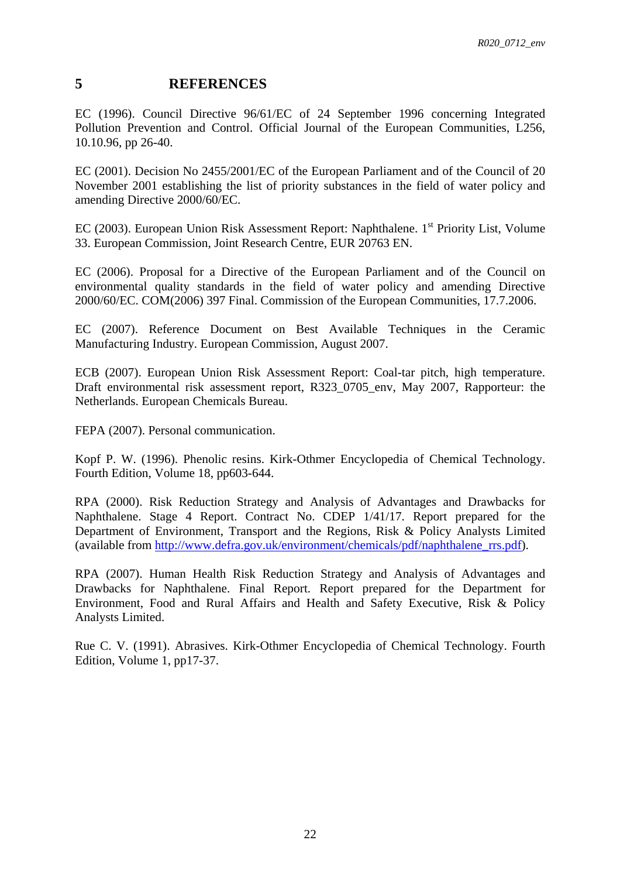# 5 REFERENCES

EC (1996). Council Directive 96/61/EC of 24 September 1996 concerning Integrated Pollution Prevention and Control. Official Journal of the European Communities, L256, 10.10.96, pp 26-40.

EC (2001). Decision No 2455/2001/EC of the European Parliament and of the Council of 20 November 2001 establishing the list of priority substances in the field of water policy and amending Directive 2000/60/EC.

EC (2003). European Union Risk Assessment Report: Naphthalene. 1st Priority List, Volume 33. European Commission, Joint Research Centre, EUR 20763 EN.

EC (2006). Proposal for a Directive of the European Parliament and of the Council on environmental quality standards in the field of water policy and amending Directive 2000/60/EC. COM(2006) 397 Final. Commission of the European Communities, 17.7.2006.

EC (2007). Reference Document on Best Available Techniques in the Ceramic Manufacturing Industry. European Commission, August 2007.

ECB (2007). European Union Risk Assessment Report: Coal-tar pitch, high temperature. Draft environmental risk assessment report, R323_0705_env, May 2007, Rapporteur: the Netherlands. European Chemicals Bureau.

FEPA (2007). Personal communication.

Kopf P. W. (1996). Phenolic resins. Kirk-Othmer Encyclopedia of Chemical Technology. Fourth Edition, Volume 18, pp603-644.

RPA (2000). Risk Reduction Strategy and Analysis of Advantages and Drawbacks for Naphthalene. Stage 4 Report. Contract No. CDEP 1/41/17. Report prepared for the Department of Environment, Transport and the Regions, Risk & Policy Analysts Limited (available from http://www.defra.gov.uk/environment/chemicals/pdf/naphthalene_rrs.pdf).

RPA (2007). Human Health Risk Reduction Strategy and Analysis of Advantages and Drawbacks for Naphthalene. Final Report. Report prepared for the Department for Environment, Food and Rural Affairs and Health and Safety Executive, Risk & Policy Analysts Limited.

Rue C. V. (1991). Abrasives. Kirk-Othmer Encyclopedia of Chemical Technology. Fourth Edition, Volume 1, pp17-37.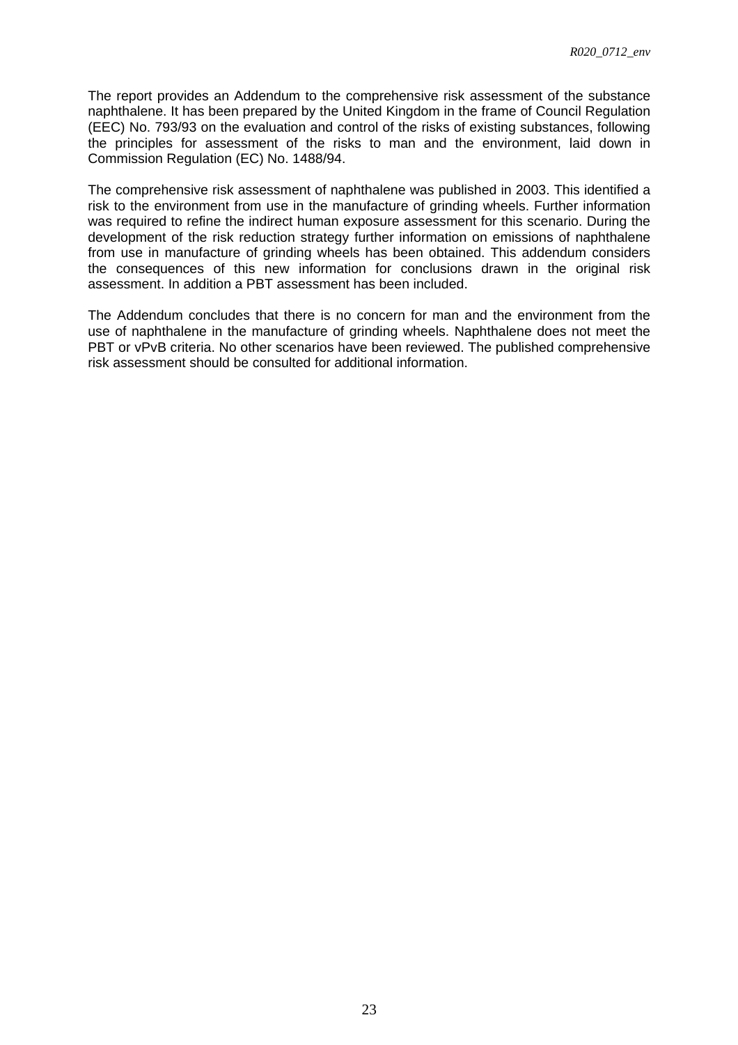The report provides an Addendum to the comprehensive risk assessment of the substance naphthalene. It has been prepared by the United Kingdom in the frame of Council Regulation (EEC) No. 793/93 on the evaluation and control of the risks of existing substances, following the principles for assessment of the risks to man and the environment, laid down in Commission Regulation (EC) No. 1488/94.

The comprehensive risk assessment of naphthalene was published in 2003. This identified a risk to the environment from use in the manufacture of grinding wheels. Further information was required to refine the indirect human exposure assessment for this scenario. During the development of the risk reduction strategy further information on emissions of naphthalene from use in manufacture of grinding wheels has been obtained. This addendum considers the consequences of this new information for conclusions drawn in the original risk assessment. In addition a PBT assessment has been included.

The Addendum concludes that there is no concern for man and the environment from the use of naphthalene in the manufacture of grinding wheels. Naphthalene does not meet the PBT or vPvB criteria. No other scenarios have been reviewed. The published comprehensive risk assessment should be consulted for additional information.